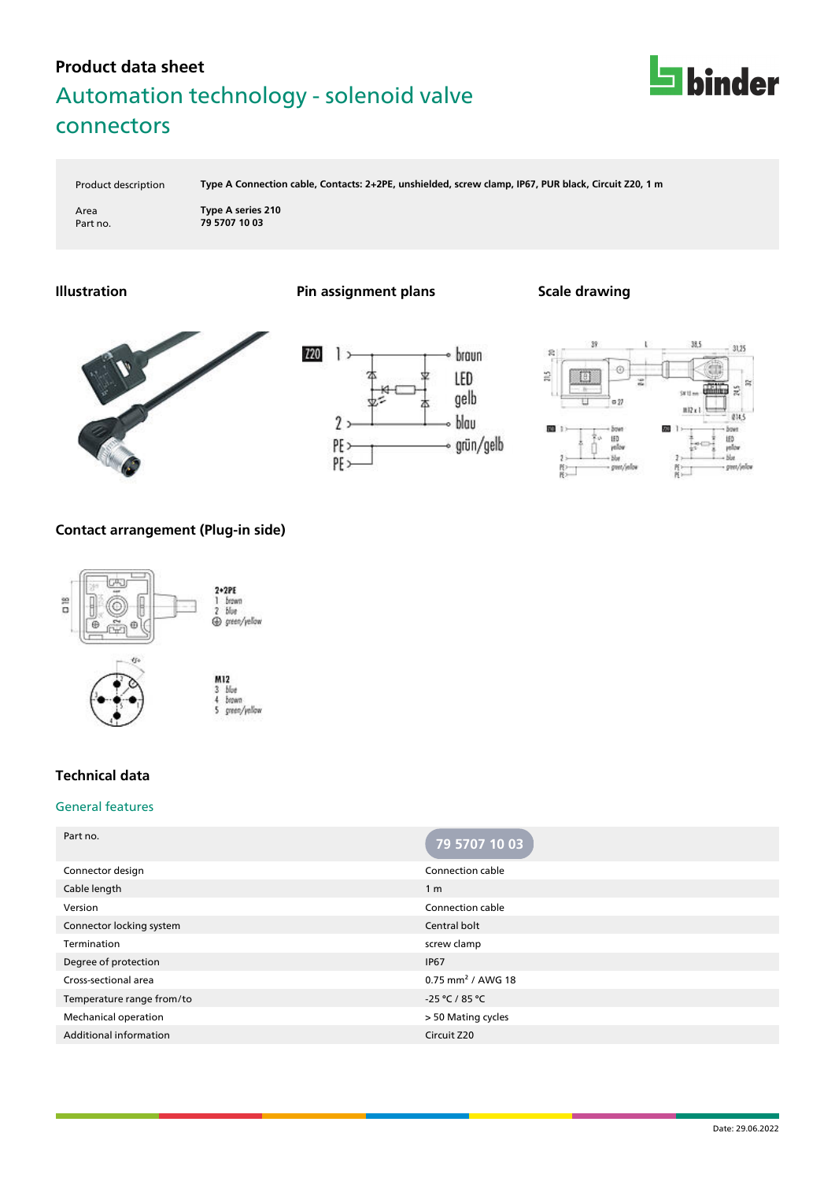# Product data sheet

## Automation technology - solenoid valve connectors

| | |
|---|---|
| Product description | Type A Connection cable, Contacts: 2+2PE, unshielded, screw clamp, IP67, PUR black, Circuit Z20, 1 m |
| Area | Type A series 210 |
| Part no. | 79 5707 10 03 |

### Illustration

### Pin assignment plans

Z20
1 — braun
LED gelb
2 — blau
PE — grün/gelb
PE

### Scale drawing

### Contact arrangement (Plug-in side)

2+2PE
1 brown
2 blue
⊕ green/yellow

M12
3 blue
4 brown
5 green/yellow

### Technical data

#### General features

| Part no. | 79 5707 10 03 |
|---|---|
| Connector design | Connection cable |
| Cable length | 1 m |
| Version | Connection cable |
| Connector locking system | Central bolt |
| Termination | screw clamp |
| Degree of protection | IP67 |
| Cross-sectional area | 0.75 mm² / AWG 18 |
| Temperature range from/to | -25 °C / 85 °C |
| Mechanical operation | > 50 Mating cycles |
| Additional information | Circuit Z20 |

Date: 29.06.2022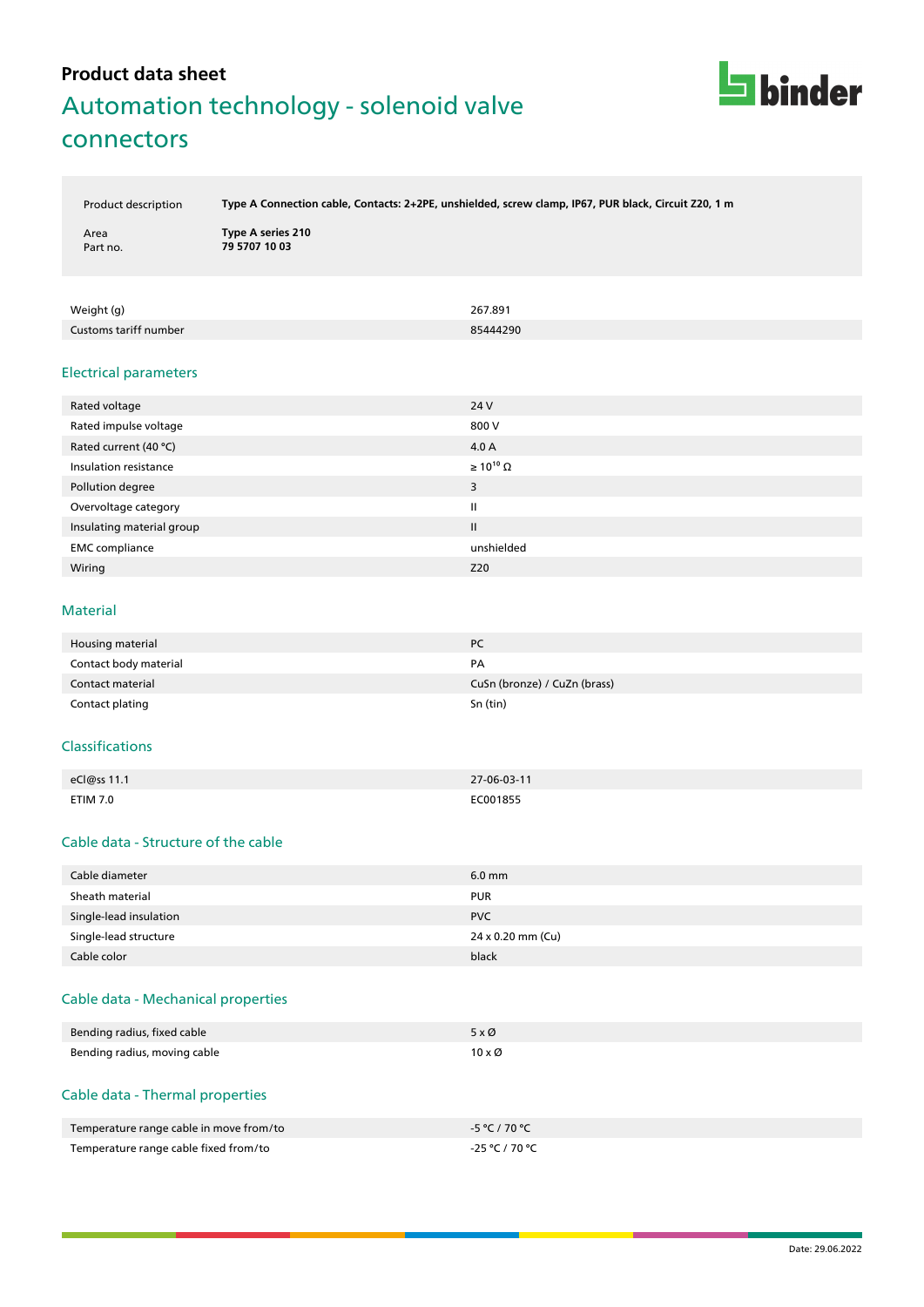# Product data sheet

## Automation technology - solenoid valve connectors

| | |
|---|---|
| Product description | **Type A Connection cable, Contacts: 2+2PE, unshielded, screw clamp, IP67, PUR black, Circuit Z20, 1 m** |
| Area | **Type A series 210** |
| Part no. | **79 5707 10 03** |

| | |
|---|---|
| Weight (g) | 267.891 |
| Customs tariff number | 85444290 |

### Electrical parameters

| | |
|---|---|
| Rated voltage | 24 V |
| Rated impulse voltage | 800 V |
| Rated current (40 °C) | 4.0 A |
| Insulation resistance | $\geq 10^{10}\ \Omega$ |
| Pollution degree | 3 |
| Overvoltage category | II |
| Insulating material group | II |
| EMC compliance | unshielded |
| Wiring | Z20 |

### Material

| | |
|---|---|
| Housing material | PC |
| Contact body material | PA |
| Contact material | CuSn (bronze) / CuZn (brass) |
| Contact plating | Sn (tin) |

### Classifications

| | |
|---|---|
| eCl@ss 11.1 | 27-06-03-11 |
| ETIM 7.0 | EC001855 |

### Cable data - Structure of the cable

| | |
|---|---|
| Cable diameter | 6.0 mm |
| Sheath material | PUR |
| Single-lead insulation | PVC |
| Single-lead structure | 24 x 0.20 mm (Cu) |
| Cable color | black |

### Cable data - Mechanical properties

| | |
|---|---|
| Bending radius, fixed cable | 5 x Ø |
| Bending radius, moving cable | 10 x Ø |

### Cable data - Thermal properties

| | |
|---|---|
| Temperature range cable in move from/to | -5 °C / 70 °C |
| Temperature range cable fixed from/to | -25 °C / 70 °C |

Date: 29.06.2022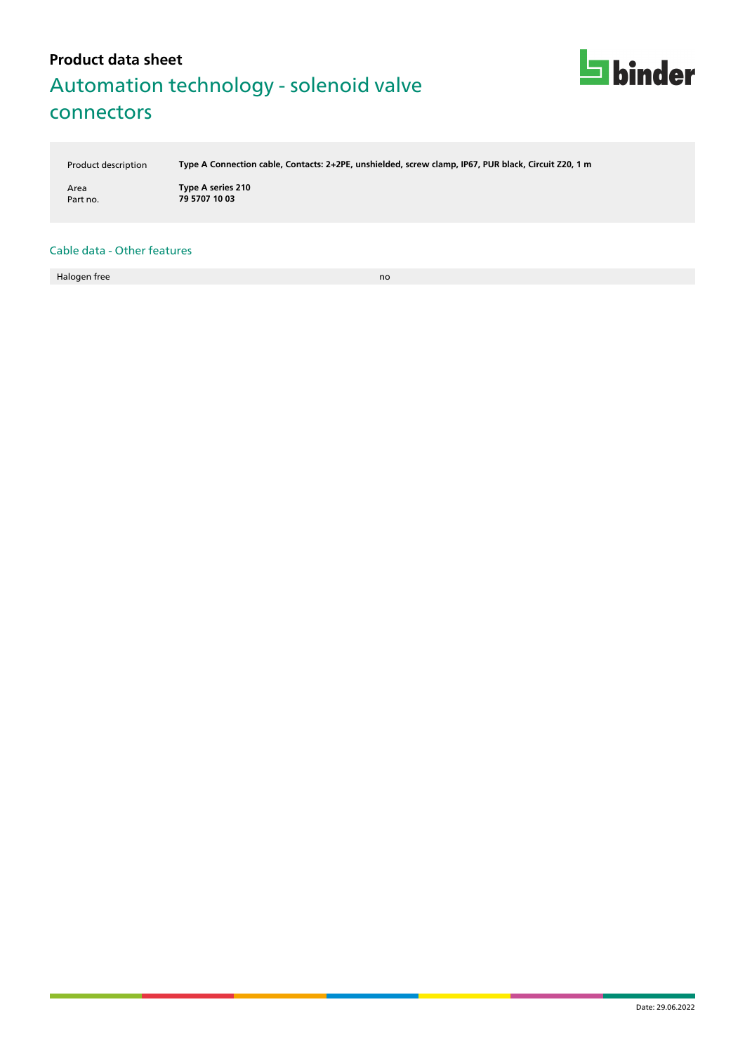**Product data sheet**

# Automation technology - solenoid valve connectors

| | |
|---|---|
| Product description | **Type A Connection cable, Contacts: 2+2PE, unshielded, screw clamp, IP67, PUR black, Circuit Z20, 1 m** |
| Area | **Type A series 210** |
| Part no. | **79 5707 10 03** |

## Cable data - Other features

| | |
|---|---|
| Halogen free | no |

Date: 29.06.2022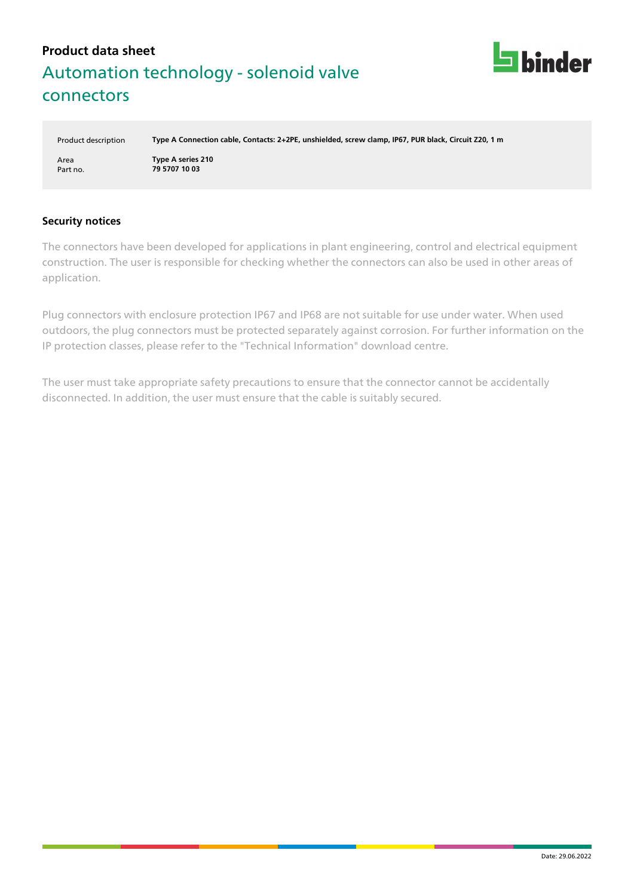# Product data sheet

## Automation technology - solenoid valve connectors

| | |
|---|---|
| Product description | **Type A Connection cable, Contacts: 2+2PE, unshielded, screw clamp, IP67, PUR black, Circuit Z20, 1 m** |
| Area | **Type A series 210** |
| Part no. | **79 5707 10 03** |

### Security notices

The connectors have been developed for applications in plant engineering, control and electrical equipment construction. The user is responsible for checking whether the connectors can also be used in other areas of application.

Plug connectors with enclosure protection IP67 and IP68 are not suitable for use under water. When used outdoors, the plug connectors must be protected separately against corrosion. For further information on the IP protection classes, please refer to the "Technical Information" download centre.

The user must take appropriate safety precautions to ensure that the connector cannot be accidentally disconnected. In addition, the user must ensure that the cable is suitably secured.